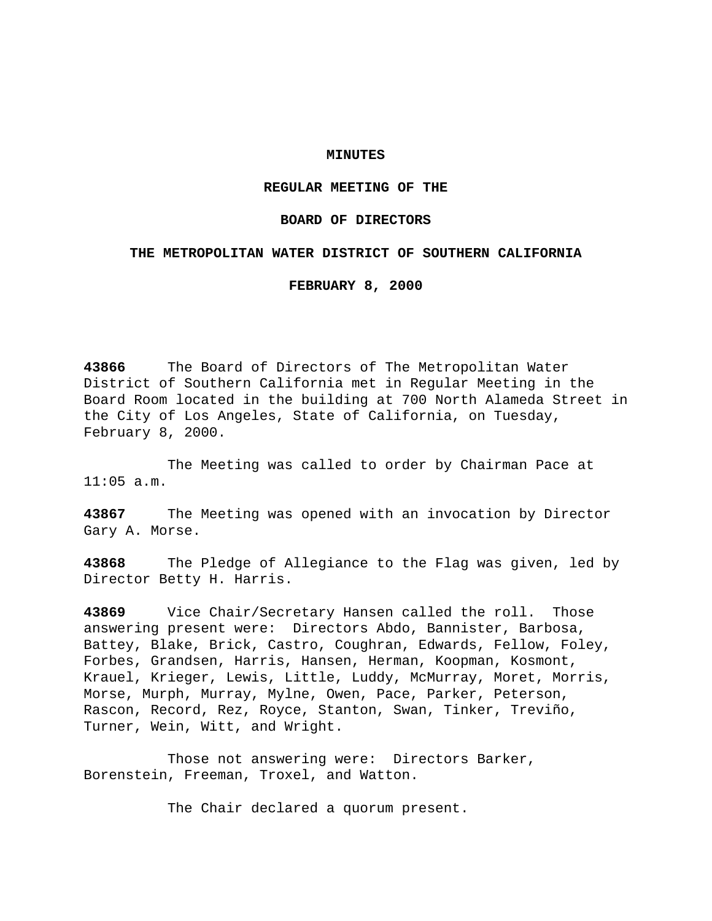# MINUTES

## REGULAR MEETING OF THE

## BOARD OF DIRECTORS

## THE METROPOLITAN WATER DISTRICT OF SOUTHERN CALIFORNIA

## FEBRUARY 8, 2000

**43866** The Board of Directors of The Metropolitan Water District of Southern California met in Regular Meeting in the Board Room located in the building at 700 North Alameda Street in the City of Los Angeles, State of California, on Tuesday, February 8, 2000.

The Meeting was called to order by Chairman Pace at 11:05 a.m.

**43867** The Meeting was opened with an invocation by Director Gary A. Morse.

**43868** The Pledge of Allegiance to the Flag was given, led by Director Betty H. Harris.

**43869** Vice Chair/Secretary Hansen called the roll. Those answering present were: Directors Abdo, Bannister, Barbosa, Battey, Blake, Brick, Castro, Coughran, Edwards, Fellow, Foley, Forbes, Grandsen, Harris, Hansen, Herman, Koopman, Kosmont, Krauel, Krieger, Lewis, Little, Luddy, McMurray, Moret, Morris, Morse, Murph, Murray, Mylne, Owen, Pace, Parker, Peterson, Rascon, Record, Rez, Royce, Stanton, Swan, Tinker, Treviño, Turner, Wein, Witt, and Wright.

Those not answering were: Directors Barker, Borenstein, Freeman, Troxel, and Watton.

The Chair declared a quorum present.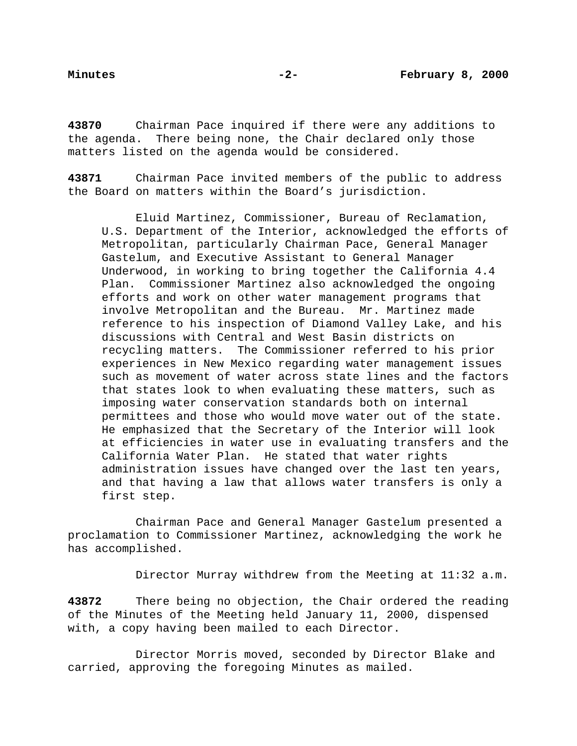**43870** Chairman Pace inquired if there were any additions to the agenda. There being none, the Chair declared only those matters listed on the agenda would be considered.

**43871** Chairman Pace invited members of the public to address the Board on matters within the Board's jurisdiction.

> Eluid Martinez, Commissioner, Bureau of Reclamation, U.S. Department of the Interior, acknowledged the efforts of Metropolitan, particularly Chairman Pace, General Manager Gastelum, and Executive Assistant to General Manager Underwood, in working to bring together the California 4.4 Plan. Commissioner Martinez also acknowledged the ongoing efforts and work on other water management programs that involve Metropolitan and the Bureau. Mr. Martinez made reference to his inspection of Diamond Valley Lake, and his discussions with Central and West Basin districts on recycling matters. The Commissioner referred to his prior experiences in New Mexico regarding water management issues such as movement of water across state lines and the factors that states look to when evaluating these matters, such as imposing water conservation standards both on internal permittees and those who would move water out of the state. He emphasized that the Secretary of the Interior will look at efficiencies in water use in evaluating transfers and the California Water Plan. He stated that water rights administration issues have changed over the last ten years, and that having a law that allows water transfers is only a first step.

Chairman Pace and General Manager Gastelum presented a proclamation to Commissioner Martinez, acknowledging the work he has accomplished.

Director Murray withdrew from the Meeting at 11:32 a.m.

**43872** There being no objection, the Chair ordered the reading of the Minutes of the Meeting held January 11, 2000, dispensed with, a copy having been mailed to each Director.

Director Morris moved, seconded by Director Blake and carried, approving the foregoing Minutes as mailed.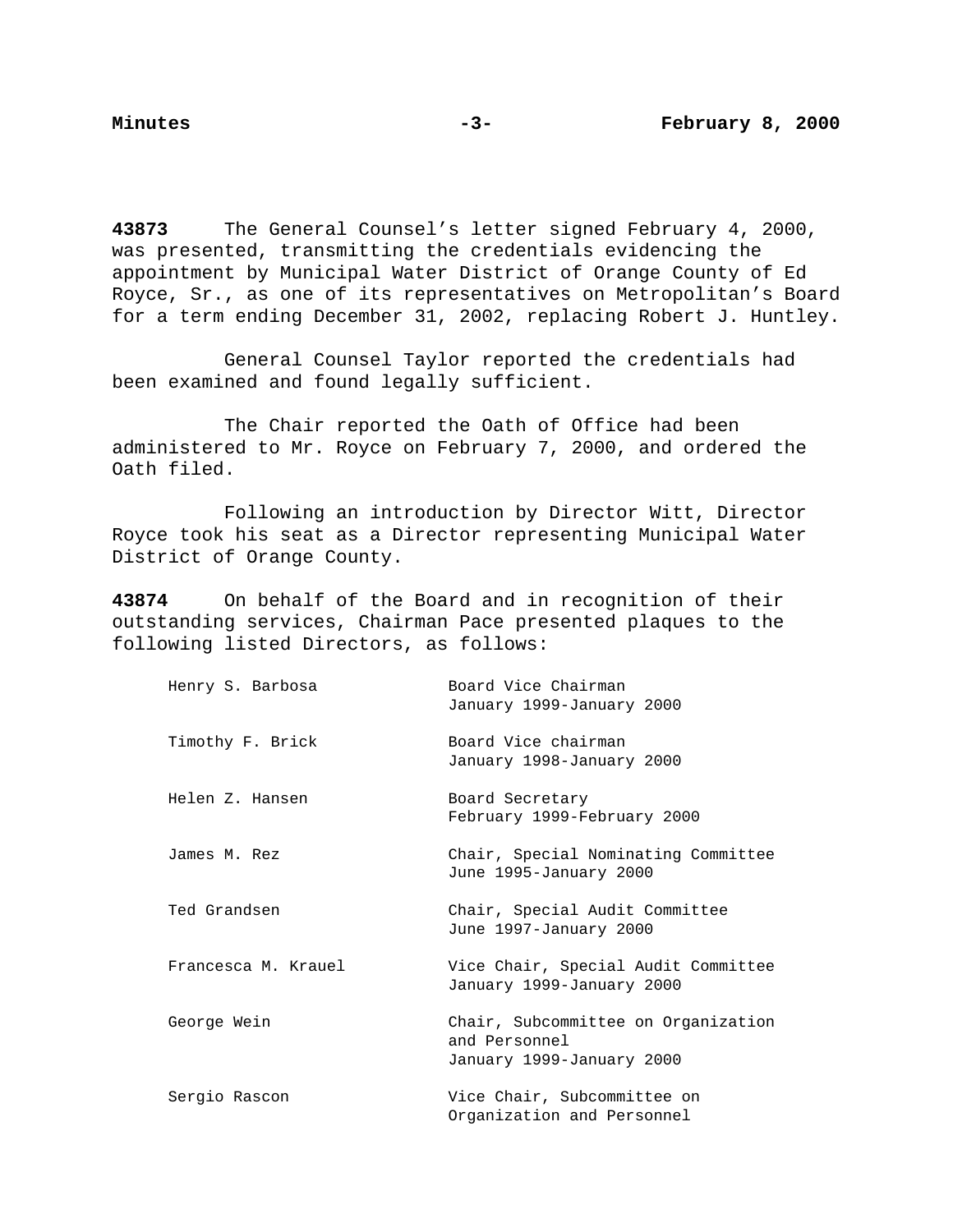**43873** The General Counsel's letter signed February 4, 2000, was presented, transmitting the credentials evidencing the appointment by Municipal Water District of Orange County of Ed Royce, Sr., as one of its representatives on Metropolitan's Board for a term ending December 31, 2002, replacing Robert J. Huntley.

General Counsel Taylor reported the credentials had been examined and found legally sufficient.

The Chair reported the Oath of Office had been administered to Mr. Royce on February 7, 2000, and ordered the Oath filed.

Following an introduction by Director Witt, Director Royce took his seat as a Director representing Municipal Water District of Orange County.

**43874** On behalf of the Board and in recognition of their outstanding services, Chairman Pace presented plaques to the following listed Directors, as follows:

| | |
|---|---|
| Henry S. Barbosa | Board Vice Chairman<br>January 1999-January 2000 |
| Timothy F. Brick | Board Vice chairman<br>January 1998-January 2000 |
| Helen Z. Hansen | Board Secretary<br>February 1999-February 2000 |
| James M. Rez | Chair, Special Nominating Committee<br>June 1995-January 2000 |
| Ted Grandsen | Chair, Special Audit Committee<br>June 1997-January 2000 |
| Francesca M. Krauel | Vice Chair, Special Audit Committee<br>January 1999-January 2000 |
| George Wein | Chair, Subcommittee on Organization and Personnel<br>January 1999-January 2000 |
| Sergio Rascon | Vice Chair, Subcommittee on Organization and Personnel |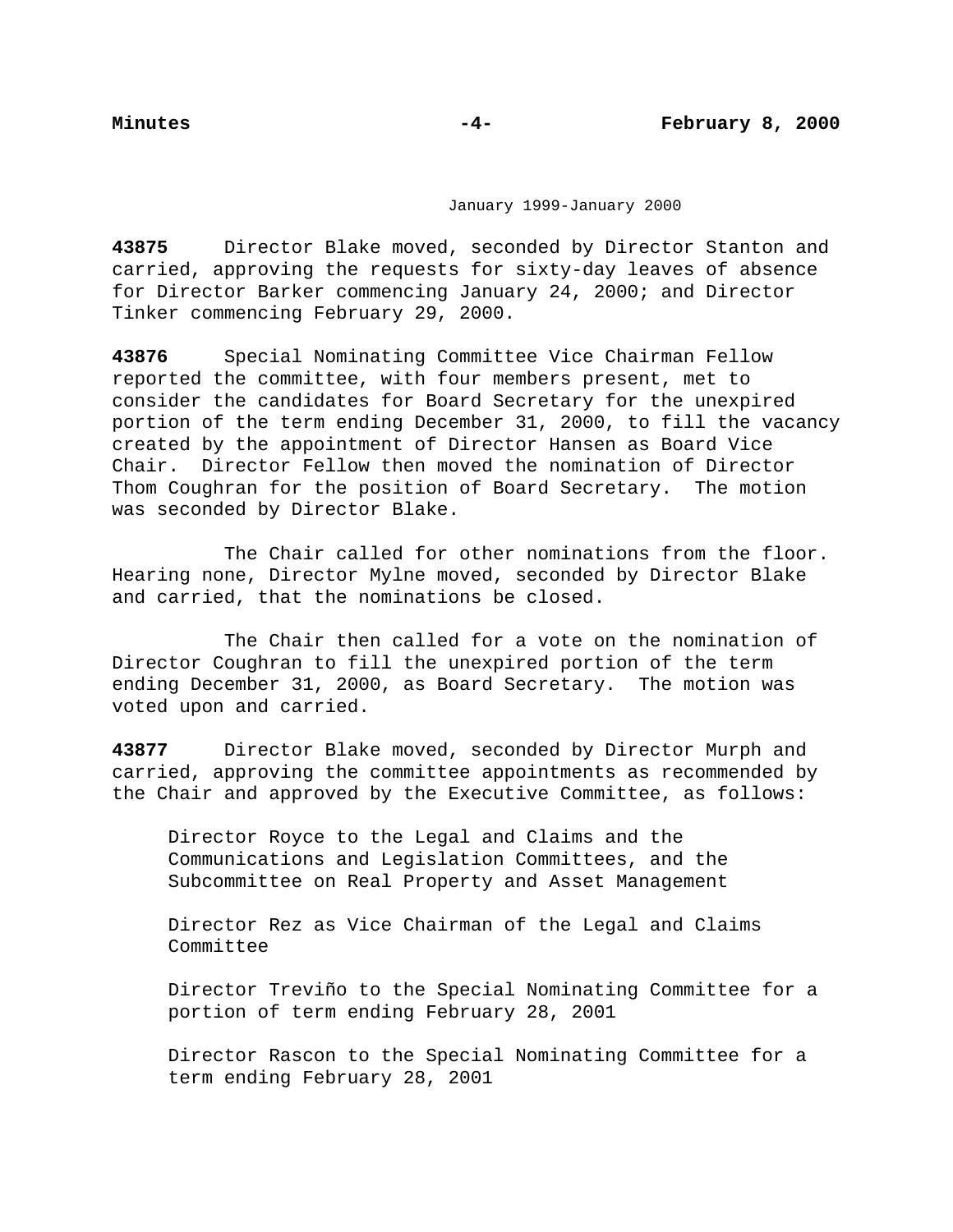January 1999-January 2000

**43875** Director Blake moved, seconded by Director Stanton and carried, approving the requests for sixty-day leaves of absence for Director Barker commencing January 24, 2000; and Director Tinker commencing February 29, 2000.

**43876** Special Nominating Committee Vice Chairman Fellow reported the committee, with four members present, met to consider the candidates for Board Secretary for the unexpired portion of the term ending December 31, 2000, to fill the vacancy created by the appointment of Director Hansen as Board Vice Chair. Director Fellow then moved the nomination of Director Thom Coughran for the position of Board Secretary. The motion was seconded by Director Blake.

The Chair called for other nominations from the floor. Hearing none, Director Mylne moved, seconded by Director Blake and carried, that the nominations be closed.

The Chair then called for a vote on the nomination of Director Coughran to fill the unexpired portion of the term ending December 31, 2000, as Board Secretary. The motion was voted upon and carried.

**43877** Director Blake moved, seconded by Director Murph and carried, approving the committee appointments as recommended by the Chair and approved by the Executive Committee, as follows:

Director Royce to the Legal and Claims and the Communications and Legislation Committees, and the Subcommittee on Real Property and Asset Management

Director Rez as Vice Chairman of the Legal and Claims Committee

Director Treviño to the Special Nominating Committee for a portion of term ending February 28, 2001

Director Rascon to the Special Nominating Committee for a term ending February 28, 2001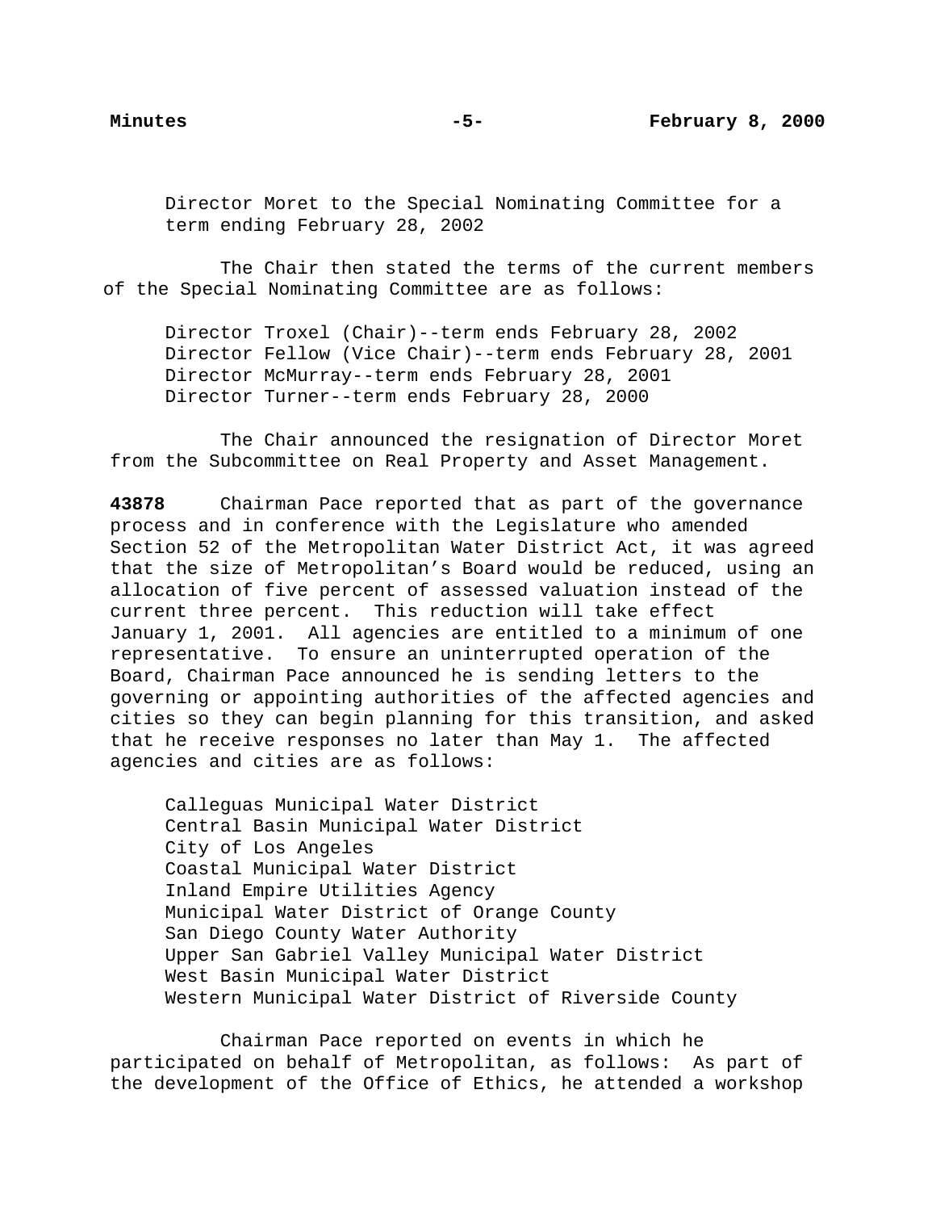Director Moret to the Special Nominating Committee for a term ending February 28, 2002

The Chair then stated the terms of the current members of the Special Nominating Committee are as follows:

Director Troxel (Chair)--term ends February 28, 2002
Director Fellow (Vice Chair)--term ends February 28, 2001
Director McMurray--term ends February 28, 2001
Director Turner--term ends February 28, 2000

The Chair announced the resignation of Director Moret from the Subcommittee on Real Property and Asset Management.

**43878** Chairman Pace reported that as part of the governance process and in conference with the Legislature who amended Section 52 of the Metropolitan Water District Act, it was agreed that the size of Metropolitan's Board would be reduced, using an allocation of five percent of assessed valuation instead of the current three percent. This reduction will take effect January 1, 2001. All agencies are entitled to a minimum of one representative. To ensure an uninterrupted operation of the Board, Chairman Pace announced he is sending letters to the governing or appointing authorities of the affected agencies and cities so they can begin planning for this transition, and asked that he receive responses no later than May 1. The affected agencies and cities are as follows:

Calleguas Municipal Water District
Central Basin Municipal Water District
City of Los Angeles
Coastal Municipal Water District
Inland Empire Utilities Agency
Municipal Water District of Orange County
San Diego County Water Authority
Upper San Gabriel Valley Municipal Water District
West Basin Municipal Water District
Western Municipal Water District of Riverside County

Chairman Pace reported on events in which he participated on behalf of Metropolitan, as follows: As part of the development of the Office of Ethics, he attended a workshop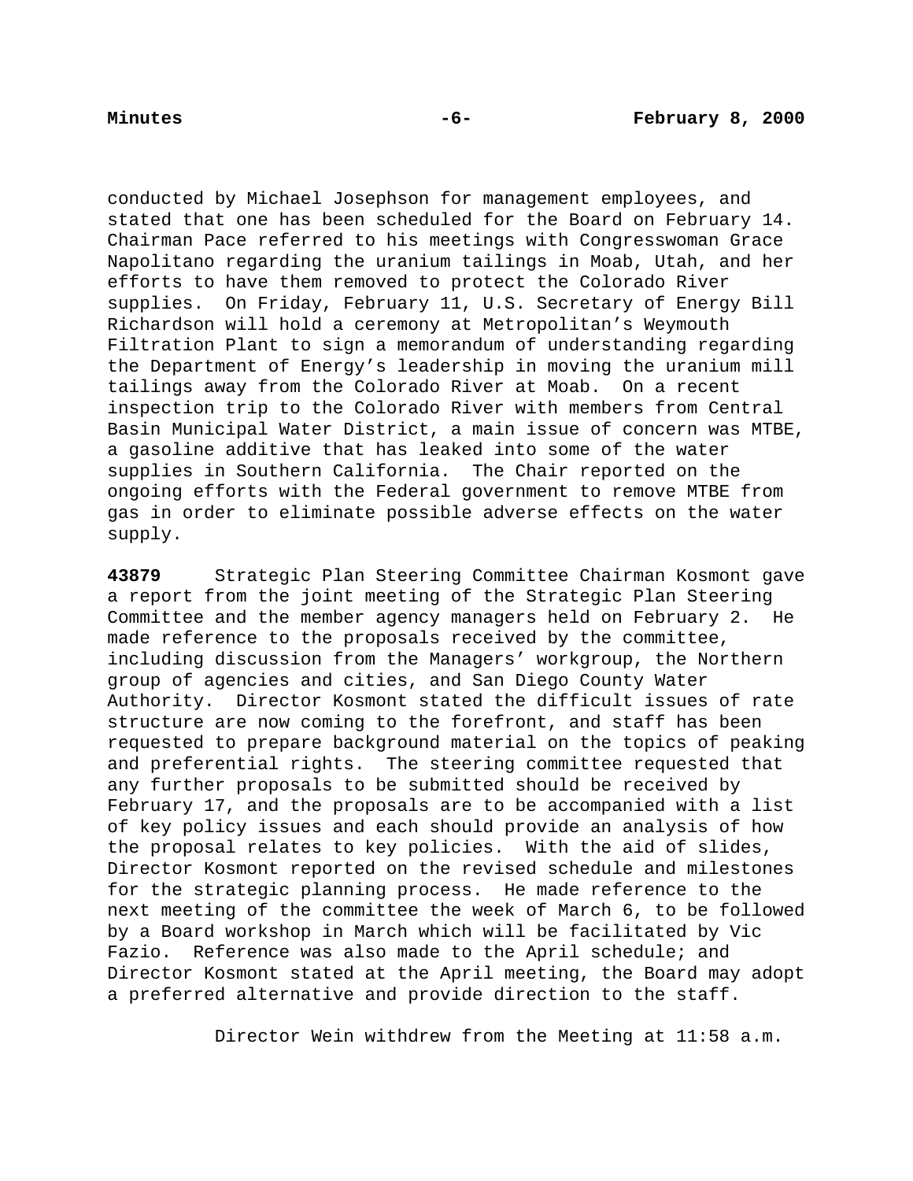conducted by Michael Josephson for management employees, and stated that one has been scheduled for the Board on February 14. Chairman Pace referred to his meetings with Congresswoman Grace Napolitano regarding the uranium tailings in Moab, Utah, and her efforts to have them removed to protect the Colorado River supplies. On Friday, February 11, U.S. Secretary of Energy Bill Richardson will hold a ceremony at Metropolitan's Weymouth Filtration Plant to sign a memorandum of understanding regarding the Department of Energy's leadership in moving the uranium mill tailings away from the Colorado River at Moab. On a recent inspection trip to the Colorado River with members from Central Basin Municipal Water District, a main issue of concern was MTBE, a gasoline additive that has leaked into some of the water supplies in Southern California. The Chair reported on the ongoing efforts with the Federal government to remove MTBE from gas in order to eliminate possible adverse effects on the water supply.

**43879** Strategic Plan Steering Committee Chairman Kosmont gave a report from the joint meeting of the Strategic Plan Steering Committee and the member agency managers held on February 2. He made reference to the proposals received by the committee, including discussion from the Managers' workgroup, the Northern group of agencies and cities, and San Diego County Water Authority. Director Kosmont stated the difficult issues of rate structure are now coming to the forefront, and staff has been requested to prepare background material on the topics of peaking and preferential rights. The steering committee requested that any further proposals to be submitted should be received by February 17, and the proposals are to be accompanied with a list of key policy issues and each should provide an analysis of how the proposal relates to key policies. With the aid of slides, Director Kosmont reported on the revised schedule and milestones for the strategic planning process. He made reference to the next meeting of the committee the week of March 6, to be followed by a Board workshop in March which will be facilitated by Vic Fazio. Reference was also made to the April schedule; and Director Kosmont stated at the April meeting, the Board may adopt a preferred alternative and provide direction to the staff.

Director Wein withdrew from the Meeting at 11:58 a.m.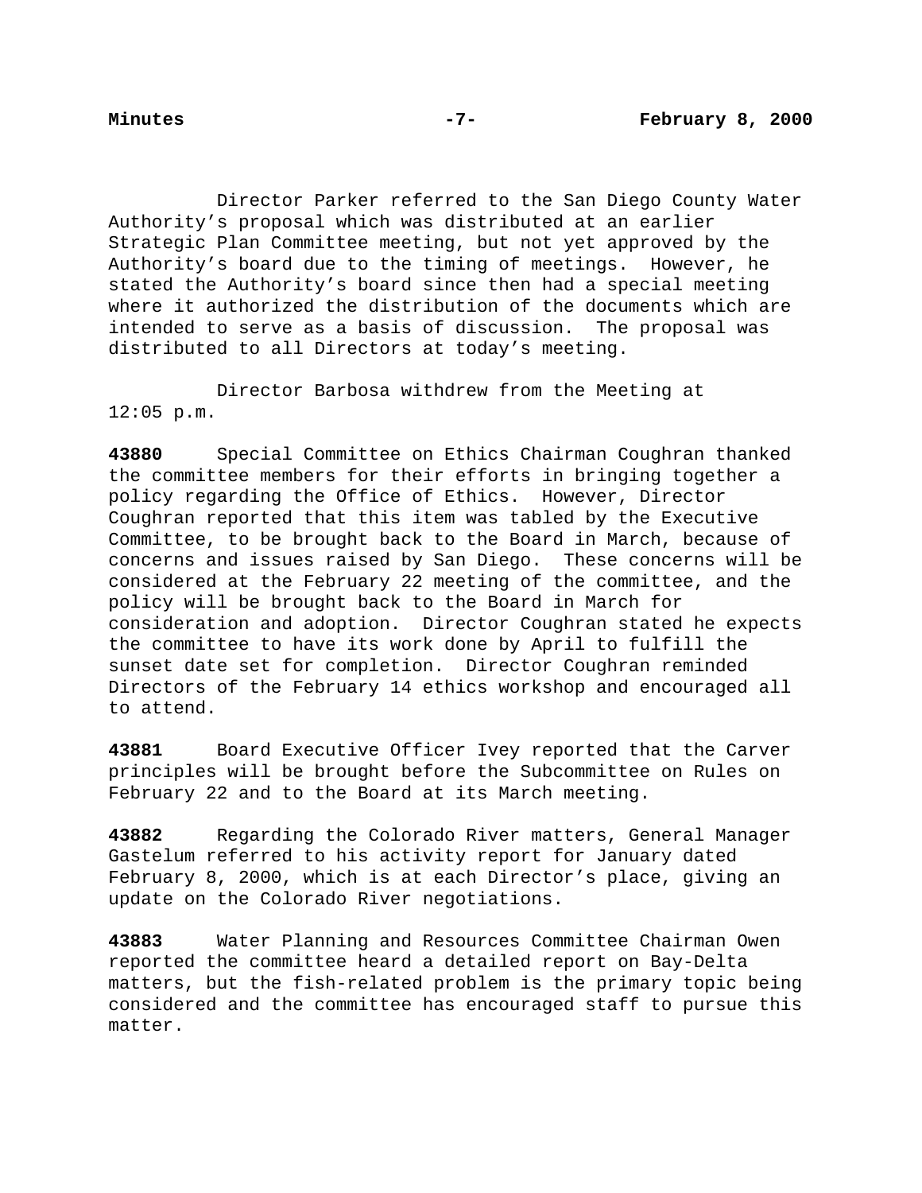Director Parker referred to the San Diego County Water Authority's proposal which was distributed at an earlier Strategic Plan Committee meeting, but not yet approved by the Authority's board due to the timing of meetings. However, he stated the Authority's board since then had a special meeting where it authorized the distribution of the documents which are intended to serve as a basis of discussion. The proposal was distributed to all Directors at today's meeting.

Director Barbosa withdrew from the Meeting at 12:05 p.m.

**43880** Special Committee on Ethics Chairman Coughran thanked the committee members for their efforts in bringing together a policy regarding the Office of Ethics. However, Director Coughran reported that this item was tabled by the Executive Committee, to be brought back to the Board in March, because of concerns and issues raised by San Diego. These concerns will be considered at the February 22 meeting of the committee, and the policy will be brought back to the Board in March for consideration and adoption. Director Coughran stated he expects the committee to have its work done by April to fulfill the sunset date set for completion. Director Coughran reminded Directors of the February 14 ethics workshop and encouraged all to attend.

**43881** Board Executive Officer Ivey reported that the Carver principles will be brought before the Subcommittee on Rules on February 22 and to the Board at its March meeting.

**43882** Regarding the Colorado River matters, General Manager Gastelum referred to his activity report for January dated February 8, 2000, which is at each Director's place, giving an update on the Colorado River negotiations.

**43883** Water Planning and Resources Committee Chairman Owen reported the committee heard a detailed report on Bay-Delta matters, but the fish-related problem is the primary topic being considered and the committee has encouraged staff to pursue this matter.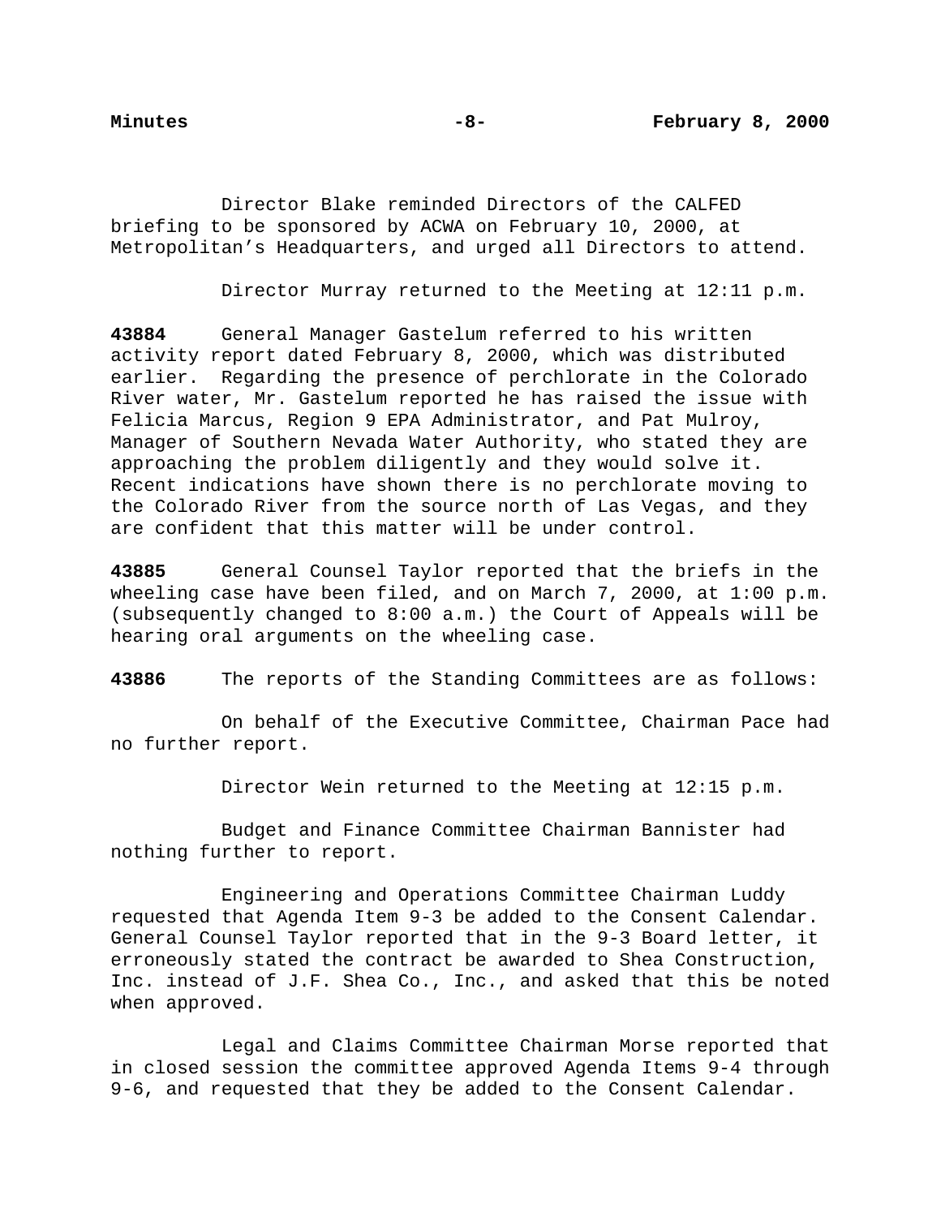Director Blake reminded Directors of the CALFED briefing to be sponsored by ACWA on February 10, 2000, at Metropolitan's Headquarters, and urged all Directors to attend.

Director Murray returned to the Meeting at 12:11 p.m.

**43884** General Manager Gastelum referred to his written activity report dated February 8, 2000, which was distributed earlier. Regarding the presence of perchlorate in the Colorado River water, Mr. Gastelum reported he has raised the issue with Felicia Marcus, Region 9 EPA Administrator, and Pat Mulroy, Manager of Southern Nevada Water Authority, who stated they are approaching the problem diligently and they would solve it. Recent indications have shown there is no perchlorate moving to the Colorado River from the source north of Las Vegas, and they are confident that this matter will be under control.

**43885** General Counsel Taylor reported that the briefs in the wheeling case have been filed, and on March 7, 2000, at 1:00 p.m. (subsequently changed to 8:00 a.m.) the Court of Appeals will be hearing oral arguments on the wheeling case.

**43886** The reports of the Standing Committees are as follows:

On behalf of the Executive Committee, Chairman Pace had no further report.

Director Wein returned to the Meeting at 12:15 p.m.

Budget and Finance Committee Chairman Bannister had nothing further to report.

Engineering and Operations Committee Chairman Luddy requested that Agenda Item 9-3 be added to the Consent Calendar. General Counsel Taylor reported that in the 9-3 Board letter, it erroneously stated the contract be awarded to Shea Construction, Inc. instead of J.F. Shea Co., Inc., and asked that this be noted when approved.

Legal and Claims Committee Chairman Morse reported that in closed session the committee approved Agenda Items 9-4 through 9-6, and requested that they be added to the Consent Calendar.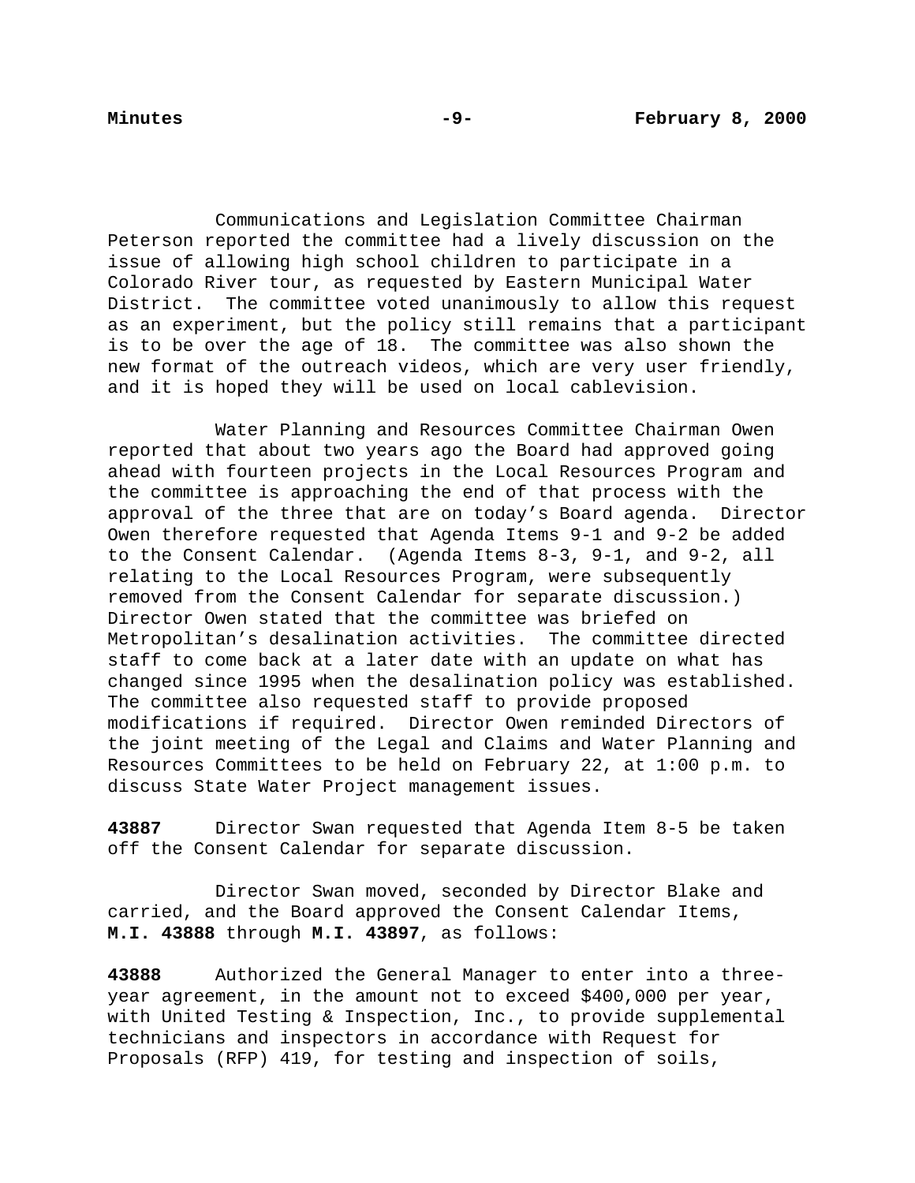Communications and Legislation Committee Chairman Peterson reported the committee had a lively discussion on the issue of allowing high school children to participate in a Colorado River tour, as requested by Eastern Municipal Water District. The committee voted unanimously to allow this request as an experiment, but the policy still remains that a participant is to be over the age of 18. The committee was also shown the new format of the outreach videos, which are very user friendly, and it is hoped they will be used on local cablevision.

Water Planning and Resources Committee Chairman Owen reported that about two years ago the Board had approved going ahead with fourteen projects in the Local Resources Program and the committee is approaching the end of that process with the approval of the three that are on today's Board agenda. Director Owen therefore requested that Agenda Items 9-1 and 9-2 be added to the Consent Calendar. (Agenda Items 8-3, 9-1, and 9-2, all relating to the Local Resources Program, were subsequently removed from the Consent Calendar for separate discussion.) Director Owen stated that the committee was briefed on Metropolitan's desalination activities. The committee directed staff to come back at a later date with an update on what has changed since 1995 when the desalination policy was established. The committee also requested staff to provide proposed modifications if required. Director Owen reminded Directors of the joint meeting of the Legal and Claims and Water Planning and Resources Committees to be held on February 22, at 1:00 p.m. to discuss State Water Project management issues.

**43887** Director Swan requested that Agenda Item 8-5 be taken off the Consent Calendar for separate discussion.

Director Swan moved, seconded by Director Blake and carried, and the Board approved the Consent Calendar Items, **M.I. 43888** through **M.I. 43897**, as follows:

**43888** Authorized the General Manager to enter into a three-year agreement, in the amount not to exceed $400,000 per year, with United Testing & Inspection, Inc., to provide supplemental technicians and inspectors in accordance with Request for Proposals (RFP) 419, for testing and inspection of soils,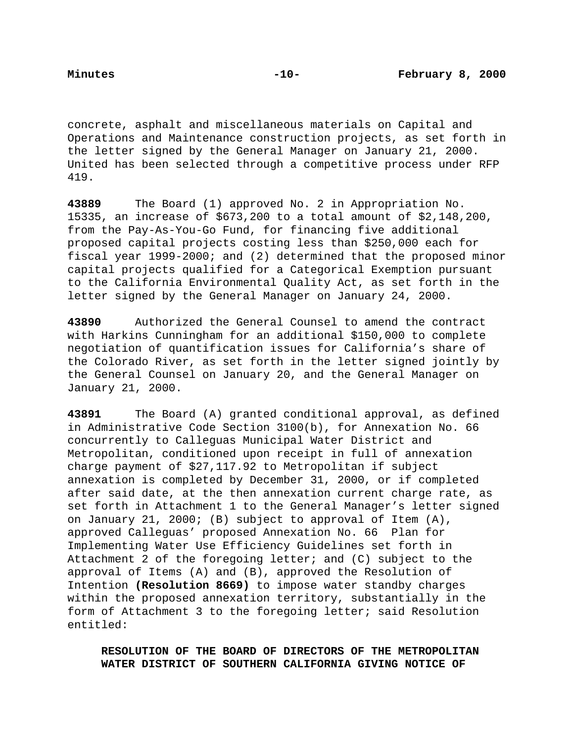concrete, asphalt and miscellaneous materials on Capital and Operations and Maintenance construction projects, as set forth in the letter signed by the General Manager on January 21, 2000. United has been selected through a competitive process under RFP 419.

**43889** The Board (1) approved No. 2 in Appropriation No. 15335, an increase of $673,200 to a total amount of $2,148,200, from the Pay-As-You-Go Fund, for financing five additional proposed capital projects costing less than $250,000 each for fiscal year 1999-2000; and (2) determined that the proposed minor capital projects qualified for a Categorical Exemption pursuant to the California Environmental Quality Act, as set forth in the letter signed by the General Manager on January 24, 2000.

**43890** Authorized the General Counsel to amend the contract with Harkins Cunningham for an additional $150,000 to complete negotiation of quantification issues for California's share of the Colorado River, as set forth in the letter signed jointly by the General Counsel on January 20, and the General Manager on January 21, 2000.

**43891** The Board (A) granted conditional approval, as defined in Administrative Code Section 3100(b), for Annexation No. 66 concurrently to Calleguas Municipal Water District and Metropolitan, conditioned upon receipt in full of annexation charge payment of $27,117.92 to Metropolitan if subject annexation is completed by December 31, 2000, or if completed after said date, at the then annexation current charge rate, as set forth in Attachment 1 to the General Manager's letter signed on January 21, 2000; (B) subject to approval of Item (A), approved Calleguas' proposed Annexation No. 66 Plan for Implementing Water Use Efficiency Guidelines set forth in Attachment 2 of the foregoing letter; and (C) subject to the approval of Items (A) and (B), approved the Resolution of Intention **(Resolution 8669)** to impose water standby charges within the proposed annexation territory, substantially in the form of Attachment 3 to the foregoing letter; said Resolution entitled:

> **RESOLUTION OF THE BOARD OF DIRECTORS OF THE METROPOLITAN WATER DISTRICT OF SOUTHERN CALIFORNIA GIVING NOTICE OF**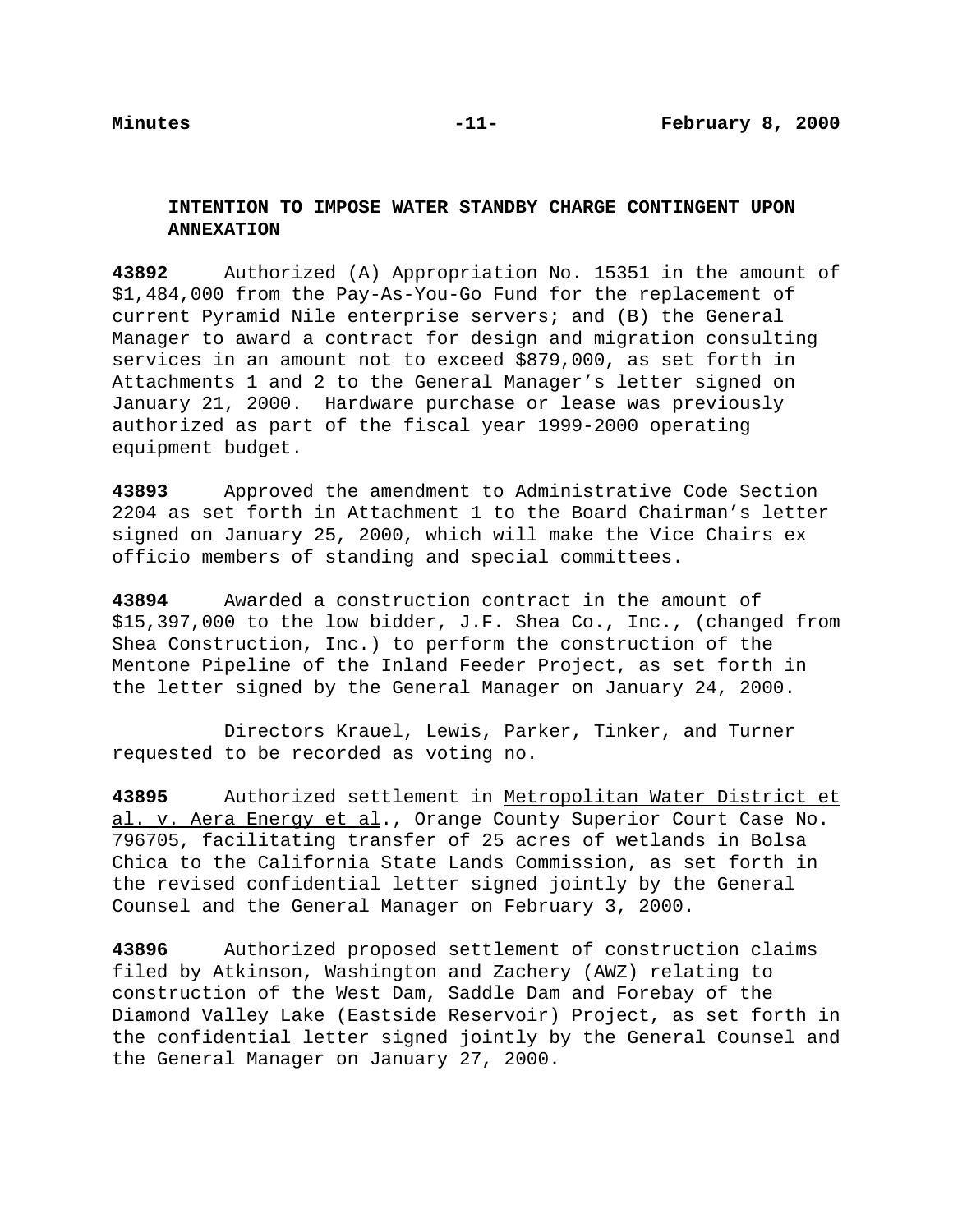**INTENTION TO IMPOSE WATER STANDBY CHARGE CONTINGENT UPON ANNEXATION**

**43892** Authorized (A) Appropriation No. 15351 in the amount of $1,484,000 from the Pay-As-You-Go Fund for the replacement of current Pyramid Nile enterprise servers; and (B) the General Manager to award a contract for design and migration consulting services in an amount not to exceed $879,000, as set forth in Attachments 1 and 2 to the General Manager's letter signed on January 21, 2000. Hardware purchase or lease was previously authorized as part of the fiscal year 1999-2000 operating equipment budget.

**43893** Approved the amendment to Administrative Code Section 2204 as set forth in Attachment 1 to the Board Chairman's letter signed on January 25, 2000, which will make the Vice Chairs ex officio members of standing and special committees.

**43894** Awarded a construction contract in the amount of $15,397,000 to the low bidder, J.F. Shea Co., Inc., (changed from Shea Construction, Inc.) to perform the construction of the Mentone Pipeline of the Inland Feeder Project, as set forth in the letter signed by the General Manager on January 24, 2000.

Directors Krauel, Lewis, Parker, Tinker, and Turner requested to be recorded as voting no.

**43895** Authorized settlement in Metropolitan Water District et al. v. Aera Energy et al., Orange County Superior Court Case No. 796705, facilitating transfer of 25 acres of wetlands in Bolsa Chica to the California State Lands Commission, as set forth in the revised confidential letter signed jointly by the General Counsel and the General Manager on February 3, 2000.

**43896** Authorized proposed settlement of construction claims filed by Atkinson, Washington and Zachery (AWZ) relating to construction of the West Dam, Saddle Dam and Forebay of the Diamond Valley Lake (Eastside Reservoir) Project, as set forth in the confidential letter signed jointly by the General Counsel and the General Manager on January 27, 2000.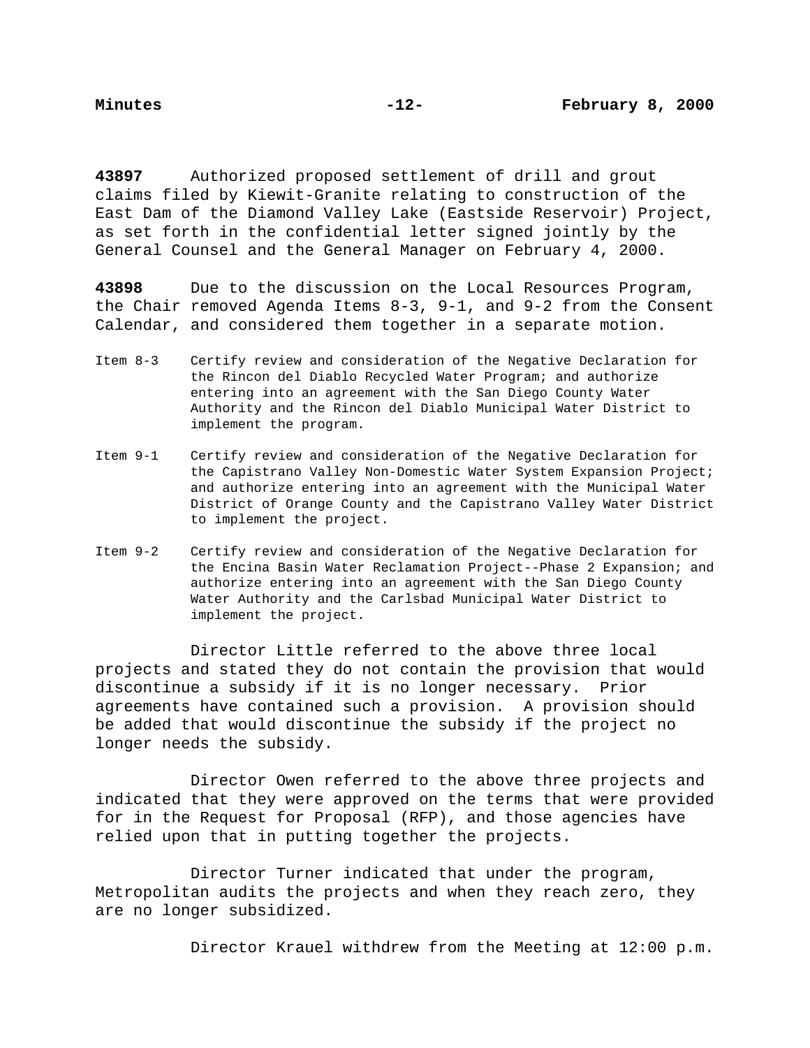**43897** Authorized proposed settlement of drill and grout claims filed by Kiewit-Granite relating to construction of the East Dam of the Diamond Valley Lake (Eastside Reservoir) Project, as set forth in the confidential letter signed jointly by the General Counsel and the General Manager on February 4, 2000.

**43898** Due to the discussion on the Local Resources Program, the Chair removed Agenda Items 8-3, 9-1, and 9-2 from the Consent Calendar, and considered them together in a separate motion.

Item 8-3 Certify review and consideration of the Negative Declaration for the Rincon del Diablo Recycled Water Program; and authorize entering into an agreement with the San Diego County Water Authority and the Rincon del Diablo Municipal Water District to implement the program.

Item 9-1 Certify review and consideration of the Negative Declaration for the Capistrano Valley Non-Domestic Water System Expansion Project; and authorize entering into an agreement with the Municipal Water District of Orange County and the Capistrano Valley Water District to implement the project.

Item 9-2 Certify review and consideration of the Negative Declaration for the Encina Basin Water Reclamation Project--Phase 2 Expansion; and authorize entering into an agreement with the San Diego County Water Authority and the Carlsbad Municipal Water District to implement the project.

Director Little referred to the above three local projects and stated they do not contain the provision that would discontinue a subsidy if it is no longer necessary. Prior agreements have contained such a provision. A provision should be added that would discontinue the subsidy if the project no longer needs the subsidy.

Director Owen referred to the above three projects and indicated that they were approved on the terms that were provided for in the Request for Proposal (RFP), and those agencies have relied upon that in putting together the projects.

Director Turner indicated that under the program, Metropolitan audits the projects and when they reach zero, they are no longer subsidized.

Director Krauel withdrew from the Meeting at 12:00 p.m.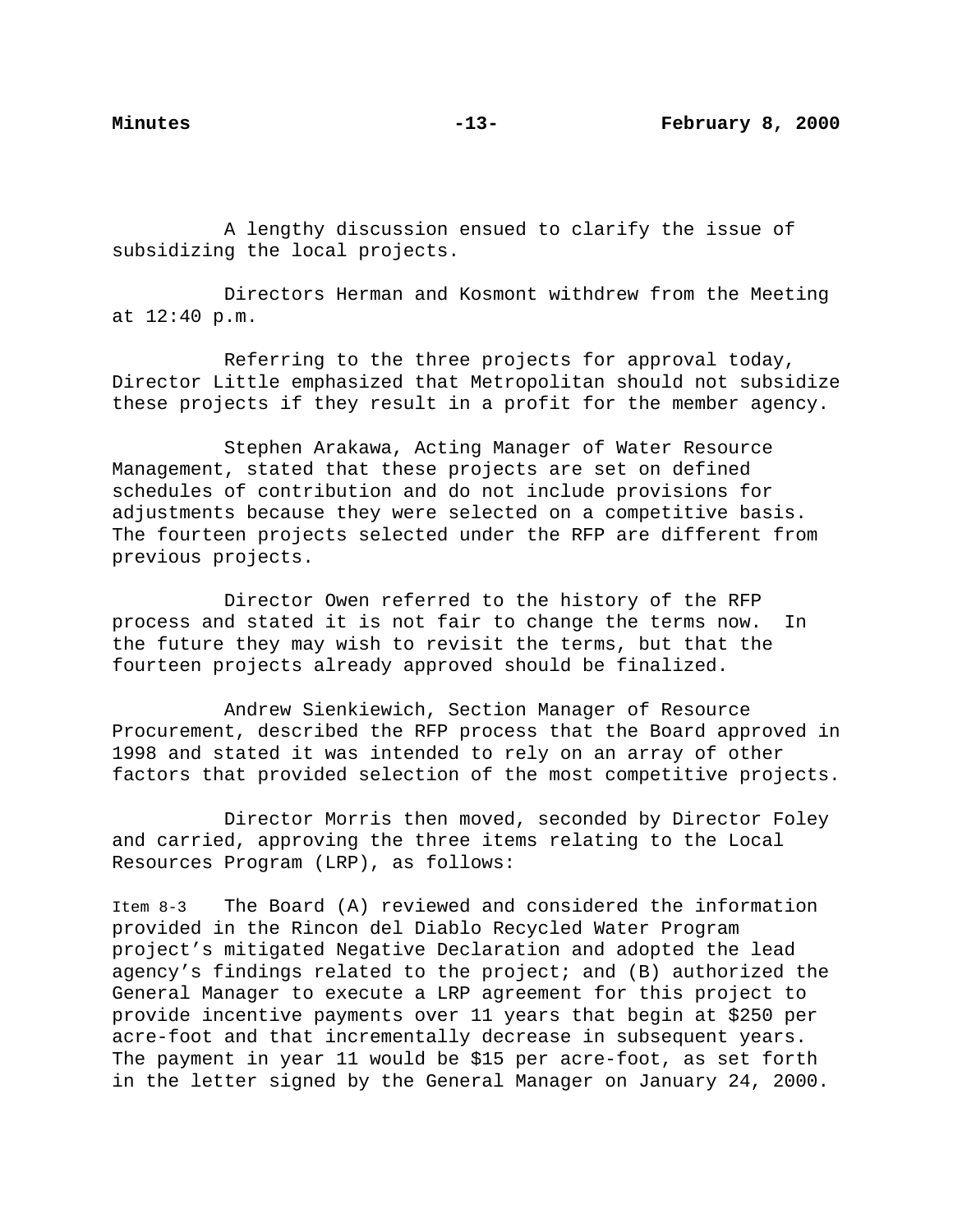A lengthy discussion ensued to clarify the issue of subsidizing the local projects.

Directors Herman and Kosmont withdrew from the Meeting at 12:40 p.m.

Referring to the three projects for approval today, Director Little emphasized that Metropolitan should not subsidize these projects if they result in a profit for the member agency.

Stephen Arakawa, Acting Manager of Water Resource Management, stated that these projects are set on defined schedules of contribution and do not include provisions for adjustments because they were selected on a competitive basis. The fourteen projects selected under the RFP are different from previous projects.

Director Owen referred to the history of the RFP process and stated it is not fair to change the terms now. In the future they may wish to revisit the terms, but that the fourteen projects already approved should be finalized.

Andrew Sienkiewich, Section Manager of Resource Procurement, described the RFP process that the Board approved in 1998 and stated it was intended to rely on an array of other factors that provided selection of the most competitive projects.

Director Morris then moved, seconded by Director Foley and carried, approving the three items relating to the Local Resources Program (LRP), as follows:

Item 8-3 The Board (A) reviewed and considered the information provided in the Rincon del Diablo Recycled Water Program project's mitigated Negative Declaration and adopted the lead agency's findings related to the project; and (B) authorized the General Manager to execute a LRP agreement for this project to provide incentive payments over 11 years that begin at $250 per acre-foot and that incrementally decrease in subsequent years. The payment in year 11 would be $15 per acre-foot, as set forth in the letter signed by the General Manager on January 24, 2000.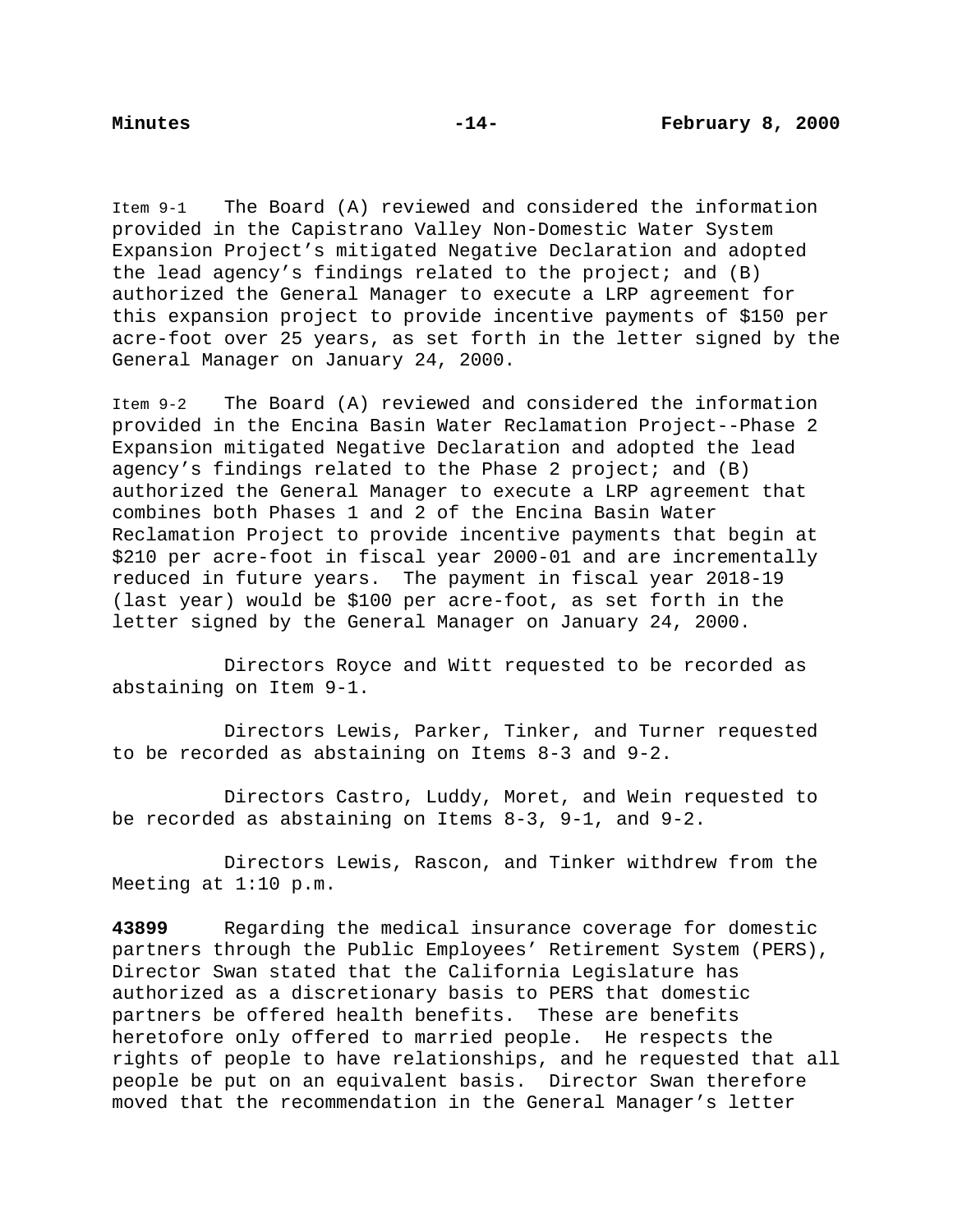Item 9-1 The Board (A) reviewed and considered the information provided in the Capistrano Valley Non-Domestic Water System Expansion Project's mitigated Negative Declaration and adopted the lead agency's findings related to the project; and (B) authorized the General Manager to execute a LRP agreement for this expansion project to provide incentive payments of $150 per acre-foot over 25 years, as set forth in the letter signed by the General Manager on January 24, 2000.

Item 9-2 The Board (A) reviewed and considered the information provided in the Encina Basin Water Reclamation Project--Phase 2 Expansion mitigated Negative Declaration and adopted the lead agency's findings related to the Phase 2 project; and (B) authorized the General Manager to execute a LRP agreement that combines both Phases 1 and 2 of the Encina Basin Water Reclamation Project to provide incentive payments that begin at $210 per acre-foot in fiscal year 2000-01 and are incrementally reduced in future years. The payment in fiscal year 2018-19 (last year) would be $100 per acre-foot, as set forth in the letter signed by the General Manager on January 24, 2000.

Directors Royce and Witt requested to be recorded as abstaining on Item 9-1.

Directors Lewis, Parker, Tinker, and Turner requested to be recorded as abstaining on Items 8-3 and 9-2.

Directors Castro, Luddy, Moret, and Wein requested to be recorded as abstaining on Items 8-3, 9-1, and 9-2.

Directors Lewis, Rascon, and Tinker withdrew from the Meeting at 1:10 p.m.

**43899** Regarding the medical insurance coverage for domestic partners through the Public Employees' Retirement System (PERS), Director Swan stated that the California Legislature has authorized as a discretionary basis to PERS that domestic partners be offered health benefits. These are benefits heretofore only offered to married people. He respects the rights of people to have relationships, and he requested that all people be put on an equivalent basis. Director Swan therefore moved that the recommendation in the General Manager's letter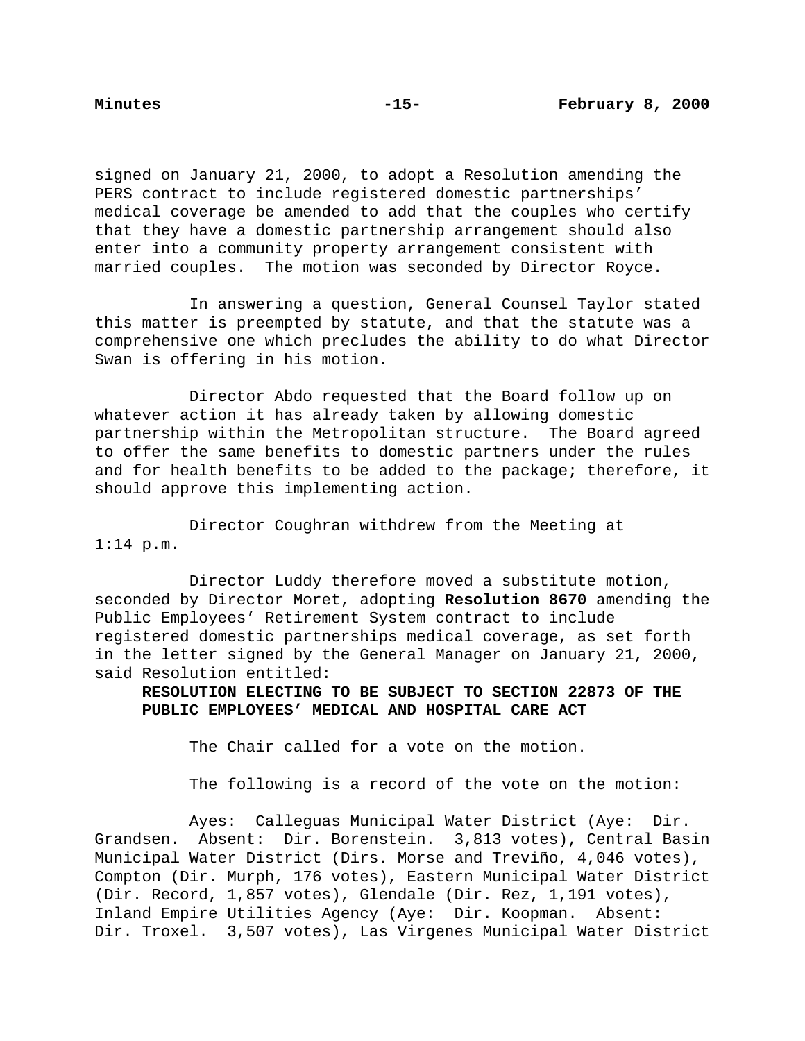signed on January 21, 2000, to adopt a Resolution amending the PERS contract to include registered domestic partnerships' medical coverage be amended to add that the couples who certify that they have a domestic partnership arrangement should also enter into a community property arrangement consistent with married couples. The motion was seconded by Director Royce.

In answering a question, General Counsel Taylor stated this matter is preempted by statute, and that the statute was a comprehensive one which precludes the ability to do what Director Swan is offering in his motion.

Director Abdo requested that the Board follow up on whatever action it has already taken by allowing domestic partnership within the Metropolitan structure. The Board agreed to offer the same benefits to domestic partners under the rules and for health benefits to be added to the package; therefore, it should approve this implementing action.

Director Coughran withdrew from the Meeting at 1:14 p.m.

Director Luddy therefore moved a substitute motion, seconded by Director Moret, adopting **Resolution 8670** amending the Public Employees' Retirement System contract to include registered domestic partnerships medical coverage, as set forth in the letter signed by the General Manager on January 21, 2000, said Resolution entitled:

**RESOLUTION ELECTING TO BE SUBJECT TO SECTION 22873 OF THE PUBLIC EMPLOYEES' MEDICAL AND HOSPITAL CARE ACT**

The Chair called for a vote on the motion.

The following is a record of the vote on the motion:

Ayes: Calleguas Municipal Water District (Aye: Dir. Grandsen. Absent: Dir. Borenstein. 3,813 votes), Central Basin Municipal Water District (Dirs. Morse and Treviño, 4,046 votes), Compton (Dir. Murph, 176 votes), Eastern Municipal Water District (Dir. Record, 1,857 votes), Glendale (Dir. Rez, 1,191 votes), Inland Empire Utilities Agency (Aye: Dir. Koopman. Absent: Dir. Troxel. 3,507 votes), Las Virgenes Municipal Water District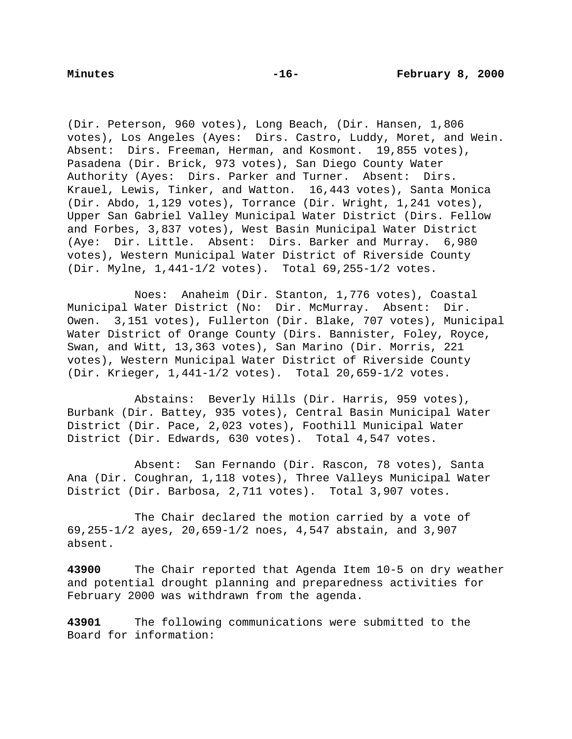(Dir. Peterson, 960 votes), Long Beach, (Dir. Hansen, 1,806 votes), Los Angeles (Ayes: Dirs. Castro, Luddy, Moret, and Wein. Absent: Dirs. Freeman, Herman, and Kosmont. 19,855 votes), Pasadena (Dir. Brick, 973 votes), San Diego County Water Authority (Ayes: Dirs. Parker and Turner. Absent: Dirs. Krauel, Lewis, Tinker, and Watton. 16,443 votes), Santa Monica (Dir. Abdo, 1,129 votes), Torrance (Dir. Wright, 1,241 votes), Upper San Gabriel Valley Municipal Water District (Dirs. Fellow and Forbes, 3,837 votes), West Basin Municipal Water District (Aye: Dir. Little. Absent: Dirs. Barker and Murray. 6,980 votes), Western Municipal Water District of Riverside County (Dir. Mylne, 1,441-1/2 votes). Total 69,255-1/2 votes.

Noes: Anaheim (Dir. Stanton, 1,776 votes), Coastal Municipal Water District (No: Dir. McMurray. Absent: Dir. Owen. 3,151 votes), Fullerton (Dir. Blake, 707 votes), Municipal Water District of Orange County (Dirs. Bannister, Foley, Royce, Swan, and Witt, 13,363 votes), San Marino (Dir. Morris, 221 votes), Western Municipal Water District of Riverside County (Dir. Krieger, 1,441-1/2 votes). Total 20,659-1/2 votes.

Abstains: Beverly Hills (Dir. Harris, 959 votes), Burbank (Dir. Battey, 935 votes), Central Basin Municipal Water District (Dir. Pace, 2,023 votes), Foothill Municipal Water District (Dir. Edwards, 630 votes). Total 4,547 votes.

Absent: San Fernando (Dir. Rascon, 78 votes), Santa Ana (Dir. Coughran, 1,118 votes), Three Valleys Municipal Water District (Dir. Barbosa, 2,711 votes). Total 3,907 votes.

The Chair declared the motion carried by a vote of 69,255-1/2 ayes, 20,659-1/2 noes, 4,547 abstain, and 3,907 absent.

**43900** The Chair reported that Agenda Item 10-5 on dry weather and potential drought planning and preparedness activities for February 2000 was withdrawn from the agenda.

**43901** The following communications were submitted to the Board for information: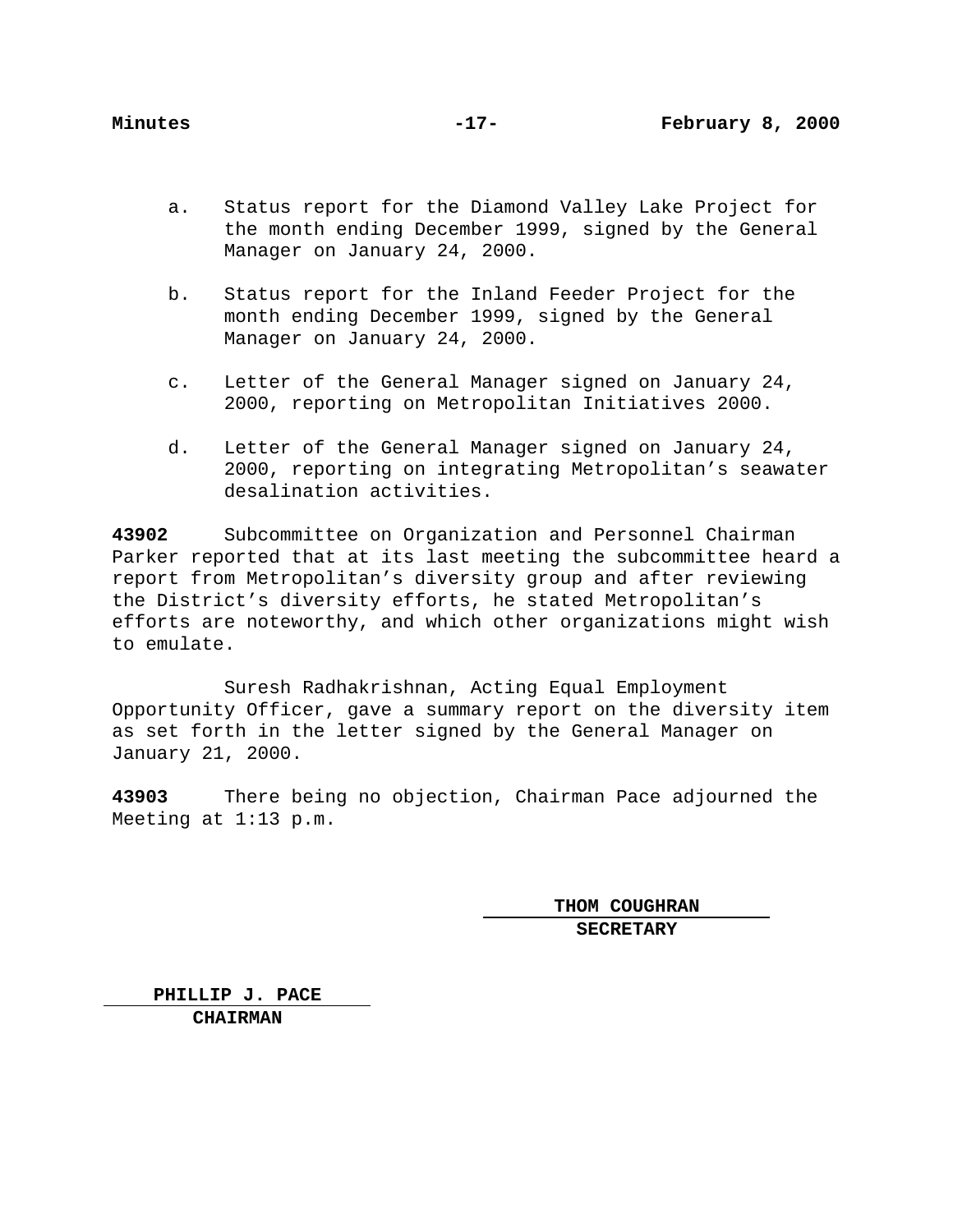a. Status report for the Diamond Valley Lake Project for the month ending December 1999, signed by the General Manager on January 24, 2000.

b. Status report for the Inland Feeder Project for the month ending December 1999, signed by the General Manager on January 24, 2000.

c. Letter of the General Manager signed on January 24, 2000, reporting on Metropolitan Initiatives 2000.

d. Letter of the General Manager signed on January 24, 2000, reporting on integrating Metropolitan's seawater desalination activities.

**43902** Subcommittee on Organization and Personnel Chairman Parker reported that at its last meeting the subcommittee heard a report from Metropolitan's diversity group and after reviewing the District's diversity efforts, he stated Metropolitan's efforts are noteworthy, and which other organizations might wish to emulate.

Suresh Radhakrishnan, Acting Equal Employment Opportunity Officer, gave a summary report on the diversity item as set forth in the letter signed by the General Manager on January 21, 2000.

**43903** There being no objection, Chairman Pace adjourned the Meeting at 1:13 p.m.

**THOM COUGHRAN**
**SECRETARY**

**PHILLIP J. PACE**
**CHAIRMAN**